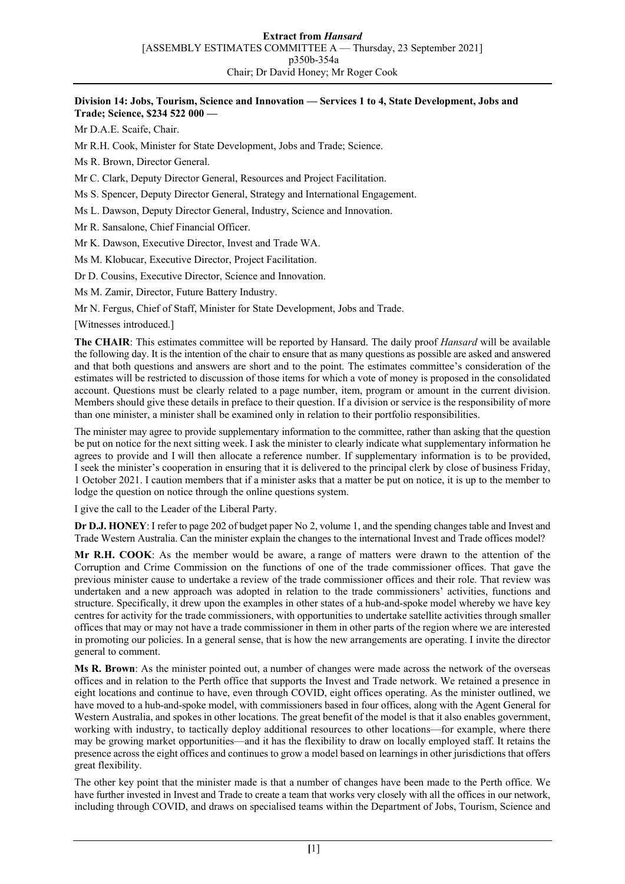**Division 14: Jobs, Tourism, Science and Innovation — Services 1 to 4, State Development, Jobs and Trade; Science, $234 522 000 —**

Mr D.A.E. Scaife, Chair.

Mr R.H. Cook, Minister for State Development, Jobs and Trade; Science.

Ms R. Brown, Director General.

Mr C. Clark, Deputy Director General, Resources and Project Facilitation.

Ms S. Spencer, Deputy Director General, Strategy and International Engagement.

Ms L. Dawson, Deputy Director General, Industry, Science and Innovation.

Mr R. Sansalone, Chief Financial Officer.

Mr K. Dawson, Executive Director, Invest and Trade WA.

Ms M. Klobucar, Executive Director, Project Facilitation.

Dr D. Cousins, Executive Director, Science and Innovation.

Ms M. Zamir, Director, Future Battery Industry.

Mr N. Fergus, Chief of Staff, Minister for State Development, Jobs and Trade.

[Witnesses introduced.]

**The CHAIR**: This estimates committee will be reported by Hansard. The daily proof *Hansard* will be available the following day. It is the intention of the chair to ensure that as many questions as possible are asked and answered and that both questions and answers are short and to the point. The estimates committee's consideration of the estimates will be restricted to discussion of those items for which a vote of money is proposed in the consolidated account. Questions must be clearly related to a page number, item, program or amount in the current division. Members should give these details in preface to their question. If a division or service is the responsibility of more than one minister, a minister shall be examined only in relation to their portfolio responsibilities.

The minister may agree to provide supplementary information to the committee, rather than asking that the question be put on notice for the next sitting week. I ask the minister to clearly indicate what supplementary information he agrees to provide and I will then allocate a reference number. If supplementary information is to be provided, I seek the minister's cooperation in ensuring that it is delivered to the principal clerk by close of business Friday, 1 October 2021. I caution members that if a minister asks that a matter be put on notice, it is up to the member to lodge the question on notice through the online questions system.

I give the call to the Leader of the Liberal Party.

**Dr D.J. HONEY**: I refer to page 202 of budget paper No 2, volume 1, and the spending changes table and Invest and Trade Western Australia. Can the minister explain the changes to the international Invest and Trade offices model?

**Mr R.H. COOK**: As the member would be aware, a range of matters were drawn to the attention of the Corruption and Crime Commission on the functions of one of the trade commissioner offices. That gave the previous minister cause to undertake a review of the trade commissioner offices and their role. That review was undertaken and a new approach was adopted in relation to the trade commissioners' activities, functions and structure. Specifically, it drew upon the examples in other states of a hub-and-spoke model whereby we have key centres for activity for the trade commissioners, with opportunities to undertake satellite activities through smaller offices that may or may not have a trade commissioner in them in other parts of the region where we are interested in promoting our policies. In a general sense, that is how the new arrangements are operating. I invite the director general to comment.

**Ms R. Brown**: As the minister pointed out, a number of changes were made across the network of the overseas offices and in relation to the Perth office that supports the Invest and Trade network. We retained a presence in eight locations and continue to have, even through COVID, eight offices operating. As the minister outlined, we have moved to a hub-and-spoke model, with commissioners based in four offices, along with the Agent General for Western Australia, and spokes in other locations. The great benefit of the model is that it also enables government, working with industry, to tactically deploy additional resources to other locations—for example, where there may be growing market opportunities—and it has the flexibility to draw on locally employed staff. It retains the presence across the eight offices and continues to grow a model based on learnings in other jurisdictions that offers great flexibility.

The other key point that the minister made is that a number of changes have been made to the Perth office. We have further invested in Invest and Trade to create a team that works very closely with all the offices in our network, including through COVID, and draws on specialised teams within the Department of Jobs, Tourism, Science and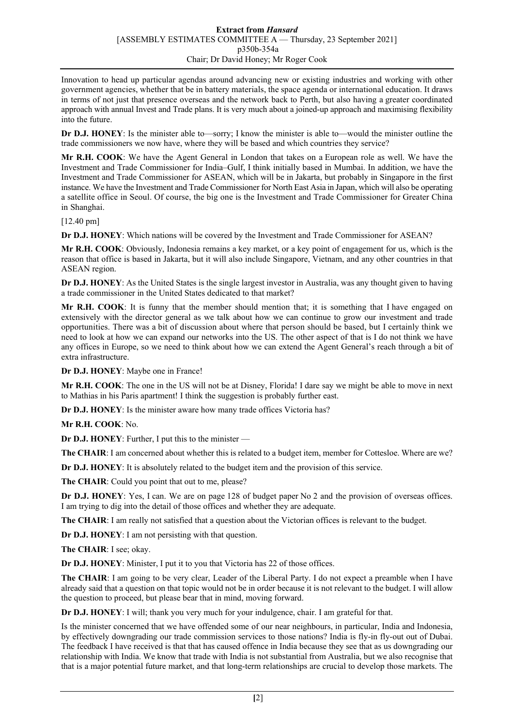Innovation to head up particular agendas around advancing new or existing industries and working with other government agencies, whether that be in battery materials, the space agenda or international education. It draws in terms of not just that presence overseas and the network back to Perth, but also having a greater coordinated approach with annual Invest and Trade plans. It is very much about a joined-up approach and maximising flexibility into the future.

**Dr D.J. HONEY**: Is the minister able to—sorry; I know the minister is able to—would the minister outline the trade commissioners we now have, where they will be based and which countries they service?

**Mr R.H. COOK**: We have the Agent General in London that takes on a European role as well. We have the Investment and Trade Commissioner for India–Gulf, I think initially based in Mumbai. In addition, we have the Investment and Trade Commissioner for ASEAN, which will be in Jakarta, but probably in Singapore in the first instance. We have the Investment and Trade Commissioner for North East Asia in Japan, which will also be operating a satellite office in Seoul. Of course, the big one is the Investment and Trade Commissioner for Greater China in Shanghai.

[12.40 pm]

**Dr D.J. HONEY**: Which nations will be covered by the Investment and Trade Commissioner for ASEAN?

**Mr R.H. COOK**: Obviously, Indonesia remains a key market, or a key point of engagement for us, which is the reason that office is based in Jakarta, but it will also include Singapore, Vietnam, and any other countries in that ASEAN region.

**Dr D.J. HONEY**: As the United States is the single largest investor in Australia, was any thought given to having a trade commissioner in the United States dedicated to that market?

**Mr R.H. COOK**: It is funny that the member should mention that; it is something that I have engaged on extensively with the director general as we talk about how we can continue to grow our investment and trade opportunities. There was a bit of discussion about where that person should be based, but I certainly think we need to look at how we can expand our networks into the US. The other aspect of that is I do not think we have any offices in Europe, so we need to think about how we can extend the Agent General's reach through a bit of extra infrastructure.

**Dr D.J. HONEY**: Maybe one in France!

**Mr R.H. COOK**: The one in the US will not be at Disney, Florida! I dare say we might be able to move in next to Mathias in his Paris apartment! I think the suggestion is probably further east.

**Dr D.J. HONEY**: Is the minister aware how many trade offices Victoria has?

**Mr R.H. COOK**: No.

**Dr D.J. HONEY**: Further, I put this to the minister —

**The CHAIR**: I am concerned about whether this is related to a budget item, member for Cottesloe. Where are we?

**Dr D.J. HONEY**: It is absolutely related to the budget item and the provision of this service.

**The CHAIR**: Could you point that out to me, please?

**Dr D.J. HONEY**: Yes, I can. We are on page 128 of budget paper No 2 and the provision of overseas offices. I am trying to dig into the detail of those offices and whether they are adequate.

**The CHAIR**: I am really not satisfied that a question about the Victorian offices is relevant to the budget.

**Dr D.J. HONEY**: I am not persisting with that question.

**The CHAIR**: I see; okay.

**Dr D.J. HONEY**: Minister, I put it to you that Victoria has 22 of those offices.

**The CHAIR**: I am going to be very clear, Leader of the Liberal Party. I do not expect a preamble when I have already said that a question on that topic would not be in order because it is not relevant to the budget. I will allow the question to proceed, but please bear that in mind, moving forward.

**Dr D.J. HONEY**: I will; thank you very much for your indulgence, chair. I am grateful for that.

Is the minister concerned that we have offended some of our near neighbours, in particular, India and Indonesia, by effectively downgrading our trade commission services to those nations? India is fly-in fly-out out of Dubai. The feedback I have received is that that has caused offence in India because they see that as us downgrading our relationship with India. We know that trade with India is not substantial from Australia, but we also recognise that that is a major potential future market, and that long-term relationships are crucial to develop those markets. The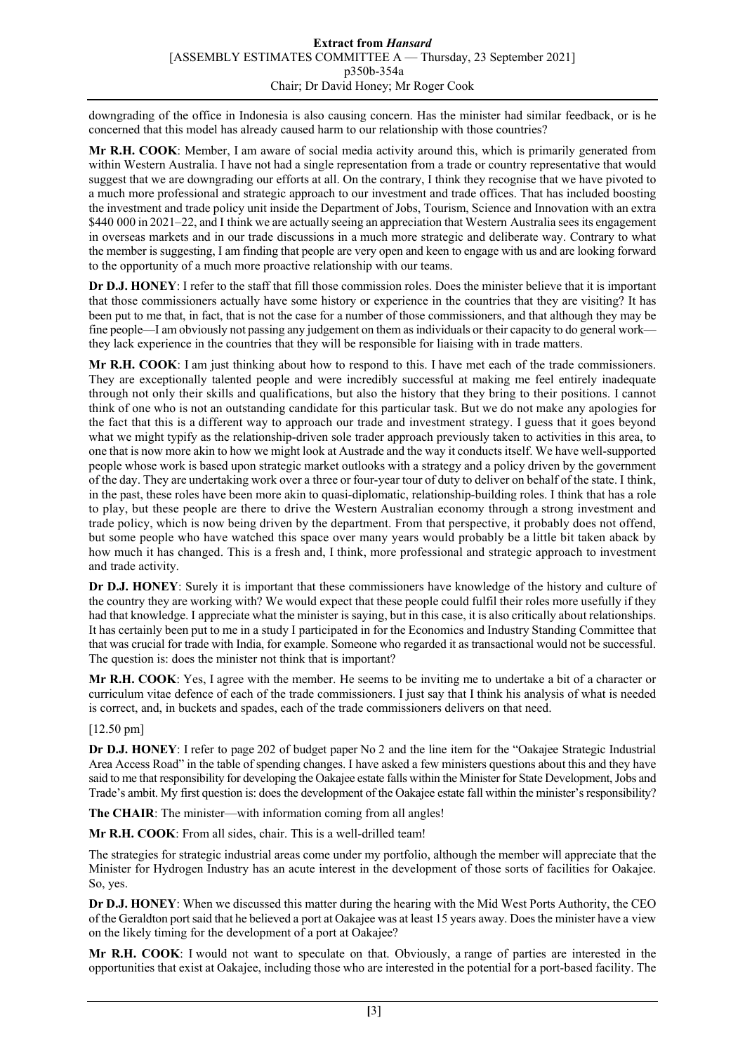downgrading of the office in Indonesia is also causing concern. Has the minister had similar feedback, or is he concerned that this model has already caused harm to our relationship with those countries?

**Mr R.H. COOK**: Member, I am aware of social media activity around this, which is primarily generated from within Western Australia. I have not had a single representation from a trade or country representative that would suggest that we are downgrading our efforts at all. On the contrary, I think they recognise that we have pivoted to a much more professional and strategic approach to our investment and trade offices. That has included boosting the investment and trade policy unit inside the Department of Jobs, Tourism, Science and Innovation with an extra $440 000 in 2021–22, and I think we are actually seeing an appreciation that Western Australia sees its engagement in overseas markets and in our trade discussions in a much more strategic and deliberate way. Contrary to what the member is suggesting, I am finding that people are very open and keen to engage with us and are looking forward to the opportunity of a much more proactive relationship with our teams.

**Dr D.J. HONEY**: I refer to the staff that fill those commission roles. Does the minister believe that it is important that those commissioners actually have some history or experience in the countries that they are visiting? It has been put to me that, in fact, that is not the case for a number of those commissioners, and that although they may be fine people—I am obviously not passing any judgement on them as individuals or their capacity to do general work—they lack experience in the countries that they will be responsible for liaising with in trade matters.

**Mr R.H. COOK**: I am just thinking about how to respond to this. I have met each of the trade commissioners. They are exceptionally talented people and were incredibly successful at making me feel entirely inadequate through not only their skills and qualifications, but also the history that they bring to their positions. I cannot think of one who is not an outstanding candidate for this particular task. But we do not make any apologies for the fact that this is a different way to approach our trade and investment strategy. I guess that it goes beyond what we might typify as the relationship-driven sole trader approach previously taken to activities in this area, to one that is now more akin to how we might look at Austrade and the way it conducts itself. We have well-supported people whose work is based upon strategic market outlooks with a strategy and a policy driven by the government of the day. They are undertaking work over a three or four-year tour of duty to deliver on behalf of the state. I think, in the past, these roles have been more akin to quasi-diplomatic, relationship-building roles. I think that has a role to play, but these people are there to drive the Western Australian economy through a strong investment and trade policy, which is now being driven by the department. From that perspective, it probably does not offend, but some people who have watched this space over many years would probably be a little bit taken aback by how much it has changed. This is a fresh and, I think, more professional and strategic approach to investment and trade activity.

**Dr D.J. HONEY**: Surely it is important that these commissioners have knowledge of the history and culture of the country they are working with? We would expect that these people could fulfil their roles more usefully if they had that knowledge. I appreciate what the minister is saying, but in this case, it is also critically about relationships. It has certainly been put to me in a study I participated in for the Economics and Industry Standing Committee that that was crucial for trade with India, for example. Someone who regarded it as transactional would not be successful. The question is: does the minister not think that is important?

**Mr R.H. COOK**: Yes, I agree with the member. He seems to be inviting me to undertake a bit of a character or curriculum vitae defence of each of the trade commissioners. I just say that I think his analysis of what is needed is correct, and, in buckets and spades, each of the trade commissioners delivers on that need.

[12.50 pm]

**Dr D.J. HONEY**: I refer to page 202 of budget paper No 2 and the line item for the "Oakajee Strategic Industrial Area Access Road" in the table of spending changes. I have asked a few ministers questions about this and they have said to me that responsibility for developing the Oakajee estate falls within the Minister for State Development, Jobs and Trade's ambit. My first question is: does the development of the Oakajee estate fall within the minister's responsibility?

**The CHAIR**: The minister—with information coming from all angles!

**Mr R.H. COOK**: From all sides, chair. This is a well-drilled team!

The strategies for strategic industrial areas come under my portfolio, although the member will appreciate that the Minister for Hydrogen Industry has an acute interest in the development of those sorts of facilities for Oakajee. So, yes.

**Dr D.J. HONEY**: When we discussed this matter during the hearing with the Mid West Ports Authority, the CEO of the Geraldton port said that he believed a port at Oakajee was at least 15 years away. Does the minister have a view on the likely timing for the development of a port at Oakajee?

**Mr R.H. COOK**: I would not want to speculate on that. Obviously, a range of parties are interested in the opportunities that exist at Oakajee, including those who are interested in the potential for a port-based facility. The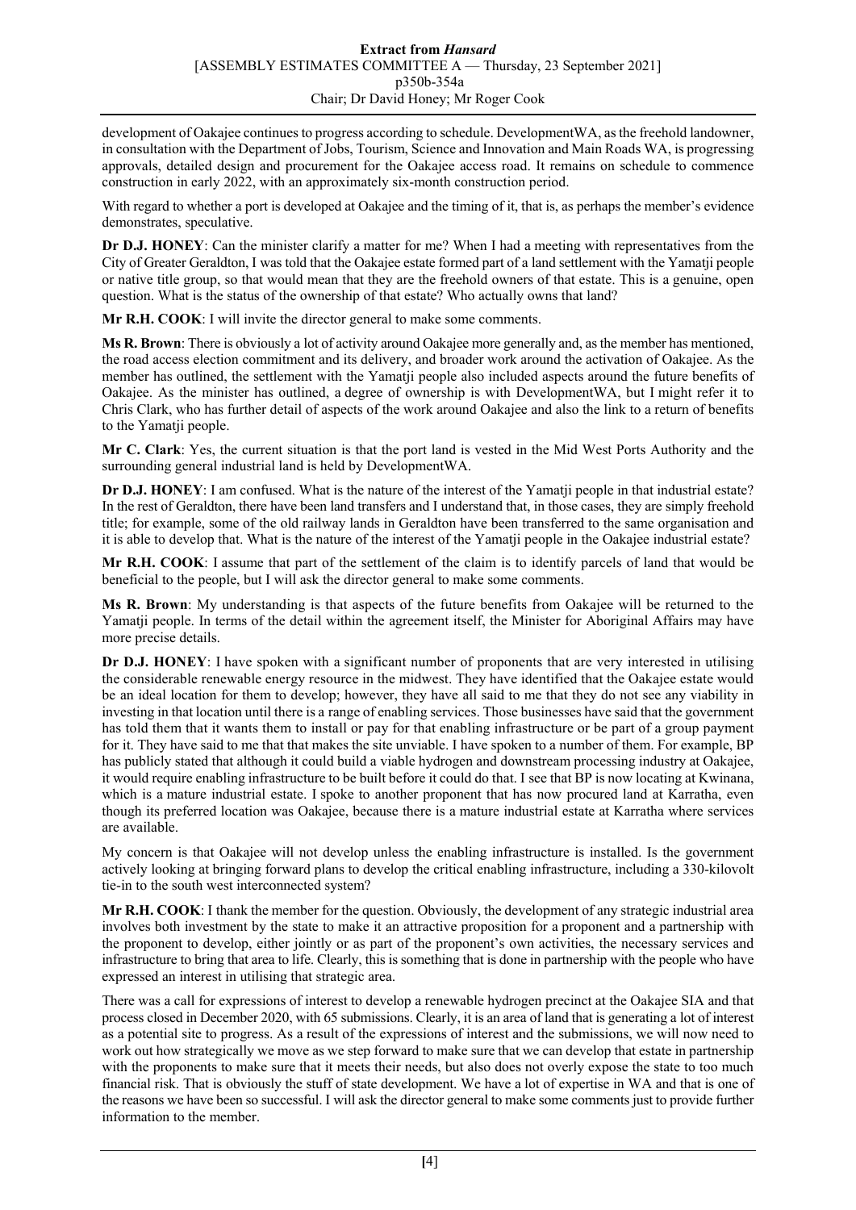development of Oakajee continues to progress according to schedule. DevelopmentWA, as the freehold landowner, in consultation with the Department of Jobs, Tourism, Science and Innovation and Main Roads WA, is progressing approvals, detailed design and procurement for the Oakajee access road. It remains on schedule to commence construction in early 2022, with an approximately six-month construction period.

With regard to whether a port is developed at Oakajee and the timing of it, that is, as perhaps the member's evidence demonstrates, speculative.

**Dr D.J. HONEY**: Can the minister clarify a matter for me? When I had a meeting with representatives from the City of Greater Geraldton, I was told that the Oakajee estate formed part of a land settlement with the Yamatji people or native title group, so that would mean that they are the freehold owners of that estate. This is a genuine, open question. What is the status of the ownership of that estate? Who actually owns that land?

**Mr R.H. COOK**: I will invite the director general to make some comments.

**Ms R. Brown**: There is obviously a lot of activity around Oakajee more generally and, as the member has mentioned, the road access election commitment and its delivery, and broader work around the activation of Oakajee. As the member has outlined, the settlement with the Yamatji people also included aspects around the future benefits of Oakajee. As the minister has outlined, a degree of ownership is with DevelopmentWA, but I might refer it to Chris Clark, who has further detail of aspects of the work around Oakajee and also the link to a return of benefits to the Yamatji people.

**Mr C. Clark**: Yes, the current situation is that the port land is vested in the Mid West Ports Authority and the surrounding general industrial land is held by DevelopmentWA.

**Dr D.J. HONEY**: I am confused. What is the nature of the interest of the Yamatji people in that industrial estate? In the rest of Geraldton, there have been land transfers and I understand that, in those cases, they are simply freehold title; for example, some of the old railway lands in Geraldton have been transferred to the same organisation and it is able to develop that. What is the nature of the interest of the Yamatji people in the Oakajee industrial estate?

**Mr R.H. COOK**: I assume that part of the settlement of the claim is to identify parcels of land that would be beneficial to the people, but I will ask the director general to make some comments.

**Ms R. Brown**: My understanding is that aspects of the future benefits from Oakajee will be returned to the Yamatji people. In terms of the detail within the agreement itself, the Minister for Aboriginal Affairs may have more precise details.

**Dr D.J. HONEY**: I have spoken with a significant number of proponents that are very interested in utilising the considerable renewable energy resource in the midwest. They have identified that the Oakajee estate would be an ideal location for them to develop; however, they have all said to me that they do not see any viability in investing in that location until there is a range of enabling services. Those businesses have said that the government has told them that it wants them to install or pay for that enabling infrastructure or be part of a group payment for it. They have said to me that that makes the site unviable. I have spoken to a number of them. For example, BP has publicly stated that although it could build a viable hydrogen and downstream processing industry at Oakajee, it would require enabling infrastructure to be built before it could do that. I see that BP is now locating at Kwinana, which is a mature industrial estate. I spoke to another proponent that has now procured land at Karratha, even though its preferred location was Oakajee, because there is a mature industrial estate at Karratha where services are available.

My concern is that Oakajee will not develop unless the enabling infrastructure is installed. Is the government actively looking at bringing forward plans to develop the critical enabling infrastructure, including a 330-kilovolt tie-in to the south west interconnected system?

**Mr R.H. COOK**: I thank the member for the question. Obviously, the development of any strategic industrial area involves both investment by the state to make it an attractive proposition for a proponent and a partnership with the proponent to develop, either jointly or as part of the proponent's own activities, the necessary services and infrastructure to bring that area to life. Clearly, this is something that is done in partnership with the people who have expressed an interest in utilising that strategic area.

There was a call for expressions of interest to develop a renewable hydrogen precinct at the Oakajee SIA and that process closed in December 2020, with 65 submissions. Clearly, it is an area of land that is generating a lot of interest as a potential site to progress. As a result of the expressions of interest and the submissions, we will now need to work out how strategically we move as we step forward to make sure that we can develop that estate in partnership with the proponents to make sure that it meets their needs, but also does not overly expose the state to too much financial risk. That is obviously the stuff of state development. We have a lot of expertise in WA and that is one of the reasons we have been so successful. I will ask the director general to make some comments just to provide further information to the member.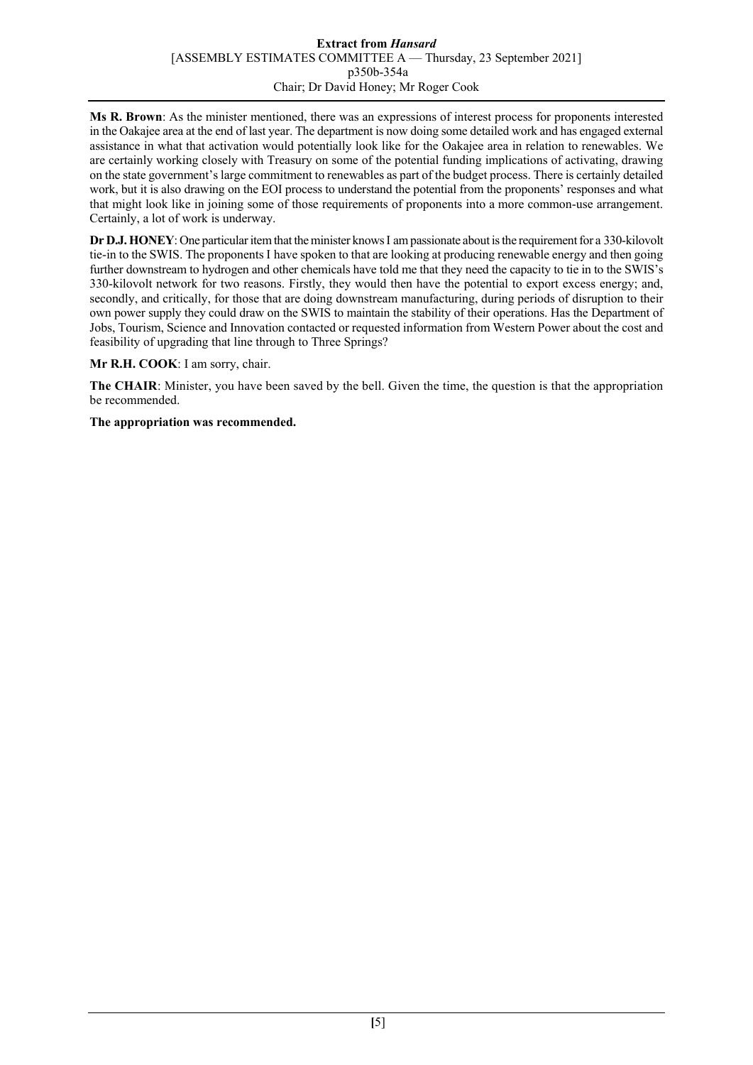**Ms R. Brown**: As the minister mentioned, there was an expressions of interest process for proponents interested in the Oakajee area at the end of last year. The department is now doing some detailed work and has engaged external assistance in what that activation would potentially look like for the Oakajee area in relation to renewables. We are certainly working closely with Treasury on some of the potential funding implications of activating, drawing on the state government's large commitment to renewables as part of the budget process. There is certainly detailed work, but it is also drawing on the EOI process to understand the potential from the proponents' responses and what that might look like in joining some of those requirements of proponents into a more common-use arrangement. Certainly, a lot of work is underway.

**Dr D.J. HONEY**: One particular item that the minister knows I am passionate about is the requirement for a 330-kilovolt tie-in to the SWIS. The proponents I have spoken to that are looking at producing renewable energy and then going further downstream to hydrogen and other chemicals have told me that they need the capacity to tie in to the SWIS's 330-kilovolt network for two reasons. Firstly, they would then have the potential to export excess energy; and, secondly, and critically, for those that are doing downstream manufacturing, during periods of disruption to their own power supply they could draw on the SWIS to maintain the stability of their operations. Has the Department of Jobs, Tourism, Science and Innovation contacted or requested information from Western Power about the cost and feasibility of upgrading that line through to Three Springs?

**Mr R.H. COOK**: I am sorry, chair.

**The CHAIR**: Minister, you have been saved by the bell. Given the time, the question is that the appropriation be recommended.

**The appropriation was recommended.**